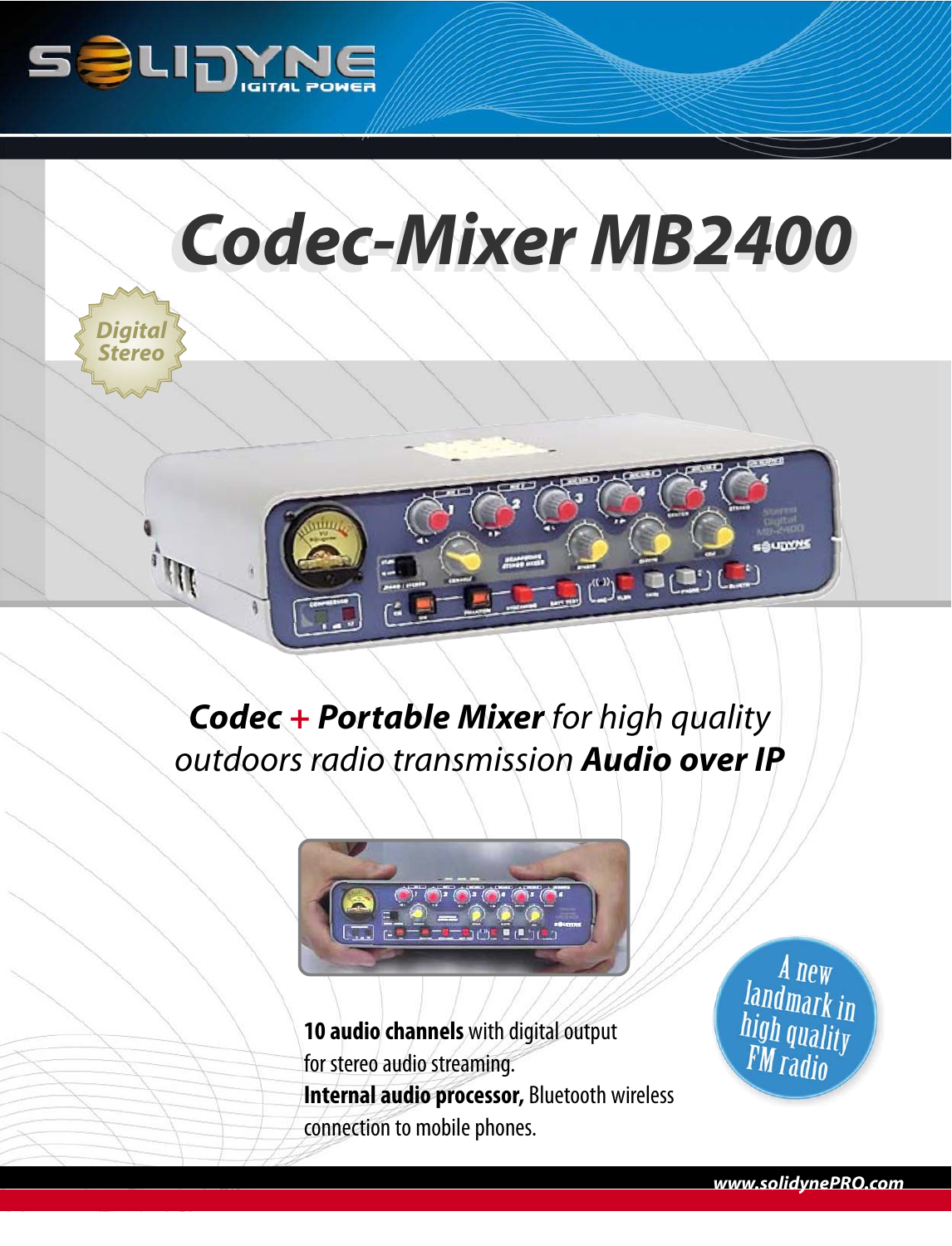# Codec-Mixer MB2400

Digital Stereo

***Codec + Portable Mixer*** *for high quality outdoors radio transmission* ***Audio over IP***

**10 audio channels** with digital output for stereo audio streaming.
**Internal audio processor,** Bluetooth wireless connection to mobile phones.

A new landmark in high quality FM radio

www.solidynePRO.com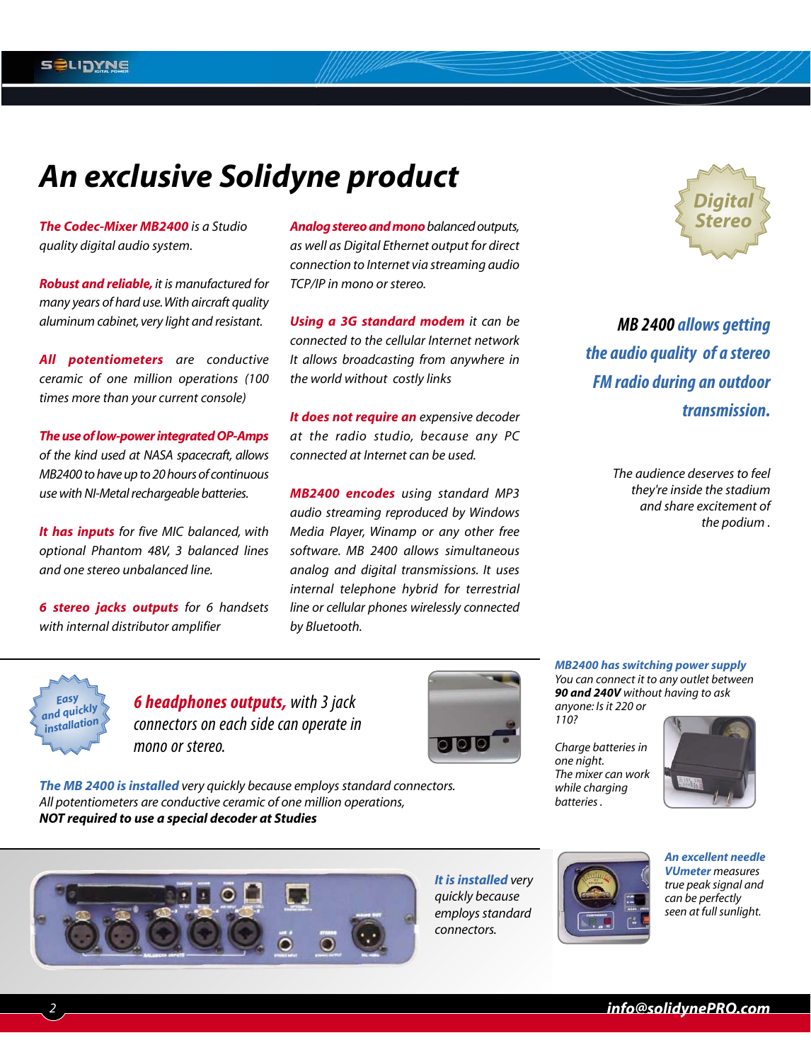# An exclusive Solidyne product

*Digital Stereo*

***The Codec-Mixer MB2400** is a Studio quality digital audio system.*

***Robust and reliable,** it is manufactured for many years of hard use. With aircraft quality aluminum cabinet, very light and resistant.*

***All potentiometers** are conductive ceramic of one million operations (100 times more than your current console)*

***The use of low-power integrated OP-Amps** of the kind used at NASA spacecraft, allows MB2400 to have up to 20 hours of continuous use with NI-Metal rechargeable batteries.*

***It has inputs** for five MIC balanced, with optional Phantom 48V, 3 balanced lines and one stereo unbalanced line.*

***6 stereo jacks outputs** for 6 handsets with internal distributor amplifier*

***Analog stereo and mono** balanced outputs, as well as Digital Ethernet output for direct connection to Internet via streaming audio TCP/IP in mono or stereo.*

***Using a 3G standard modem** it can be connected to the cellular Internet network It allows broadcasting from anywhere in the world without costly links*

***It does not require an** expensive decoder at the radio studio, because any PC connected at Internet can be used.*

***MB2400 encodes** using standard MP3 audio streaming reproduced by Windows Media Player, Winamp or any other free software. MB 2400 allows simultaneous analog and digital transmissions. It uses internal telephone hybrid for terrestrial line or cellular phones wirelessly connected by Bluetooth.*

***MB 2400 allows getting the audio quality of a stereo FM radio during an outdoor transmission.***

*The audience deserves to feel they're inside the stadium and share excitement of the podium .*

*Easy and quickly installation*

***6 headphones outputs,** with 3 jack connectors on each side can operate in mono or stereo.*

***The MB 2400 is installed** very quickly because employs standard connectors.*
*All potentiometers are conductive ceramic of one million operations,*
***NOT required to use a special decoder at Studios***

***MB2400 has switching power supply***
*You can connect it to any outlet between **90 and 240V** without having to ask anyone: Is it 220 or 110?*

*Charge batteries in one night.*
*The mixer can work while charging batteries .*

***It is installed** very quickly because employs standard connectors.*

***An excellent needle VUmeter** measures true peak signal and can be perfectly seen at full sunlight.*

info@solidynePRO.com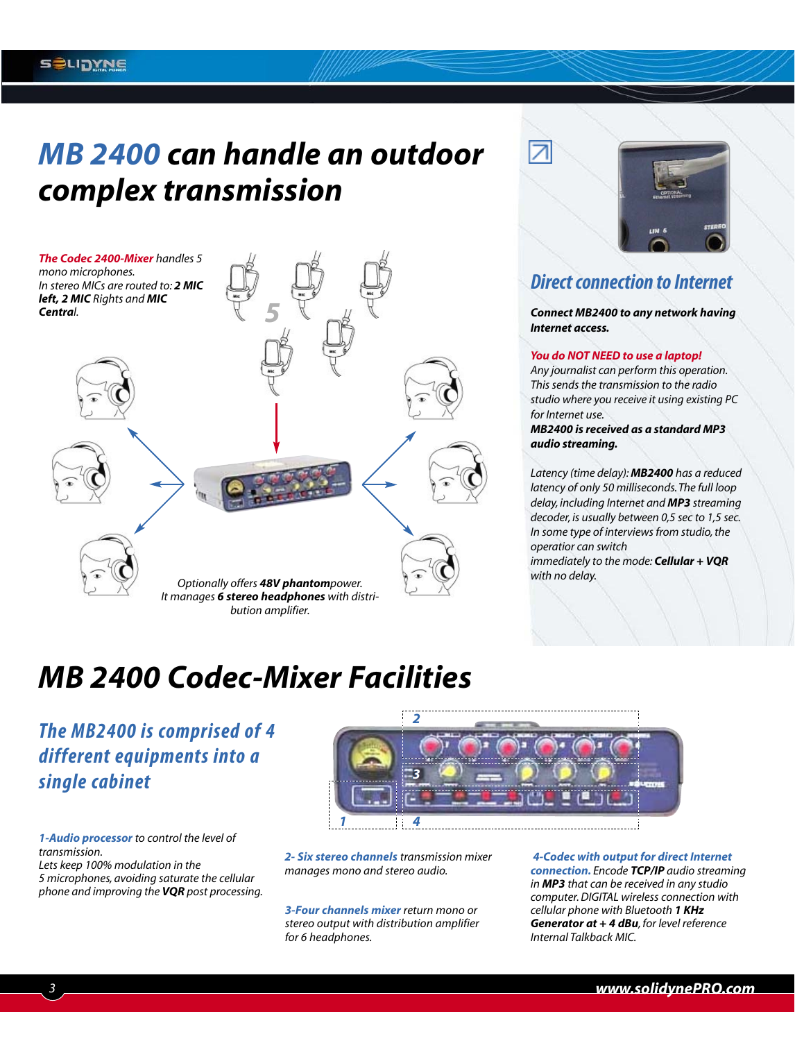# *MB 2400 can handle an outdoor complex transmission*

***The Codec 2400-Mixer*** *handles 5 mono microphones.*
*In stereo MICs are routed to:* ***2 MIC left, 2 MIC*** *Rights and* ***MIC Central****.*

*Optionally offers* ***48V phantom****power.*
*It manages* ***6 stereo headphones*** *with distribution amplifier.*

## *Direct connection to Internet*

***Connect MB2400 to any network having Internet access.***

***You do NOT NEED to use a laptop!***
*Any journalist can perform this operation. This sends the transmission to the radio studio where you receive it using existing PC for Internet use.*
***MB2400 is received as a standard MP3 audio streaming.***

*Latency (time delay):* ***MB2400*** *has a reduced latency of only 50 milliseconds. The full loop delay, including Internet and* ***MP3*** *streaming decoder, is usually between 0,5 sec to 1,5 sec. In some type of interviews from studio, the operatior can switch immediately to the mode:* ***Cellular + VQR*** *with no delay.*

# *MB 2400 Codec-Mixer Facilities*

## *The MB2400 is comprised of 4 different equipments into a single cabinet*

***1-Audio processor*** *to control the level of transmission.*
*Lets keep 100% modulation in the 5 microphones, avoiding saturate the cellular phone and improving the* ***VQR*** *post processing.*

***2- Six stereo channels*** *transmission mixer manages mono and stereo audio.*

***3-Four channels mixer*** *return mono or stereo output with distribution amplifier for 6 headphones.*

***4-Codec with output for direct Internet connection.*** *Encode* ***TCP/IP*** *audio streaming in* ***MP3*** *that can be received in any studio computer. DIGITAL wireless connection with cellular phone with Bluetooth* ***1 KHz Generator at + 4 dBu****, for level reference Internal Talkback MIC.*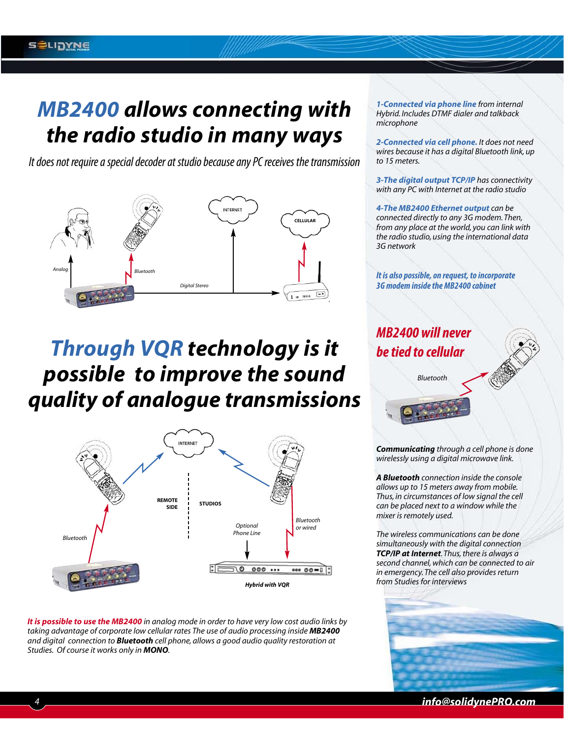# MB2400 allows connecting with the radio studio in many ways

*It does not require a special decoder at studio because any PC receives the transmission*

# Through VQR technology is it possible to improve the sound quality of analogue transmissions

*It is possible to use the MB2400 in analog mode in order to have very low cost audio links by taking advantage of corporate low cellular rates The use of audio processing inside **MB2400** and digital connection to **Bluetooth** cell phone, allows a good audio quality restoration at Studios. Of course it works only in **MONO**.*

*1-Connected via phone line from internal Hybrid. Includes DTMF dialer and talkback microphone*

*2-Connected via cell phone. It does not need wires because it has a digital Bluetooth link, up to 15 meters.*

*3-The digital output TCP/IP has connectivity with any PC with Internet at the radio studio*

*4-The MB2400 Ethernet output can be connected directly to any 3G modem. Then, from any place at the world, you can link with the radio studio, using the international data 3G network*

*It is also possible, on request, to incorporate 3G modem inside the MB2400 cabinet*

## MB2400 will never be tied to cellular

***Communicating** through a cell phone is done wirelessly using a digital microwave link.*

***A Bluetooth** connection inside the console allows up to 15 meters away from mobile. Thus, in circumstances of low signal the cell can be placed next to a window while the mixer is remotely used.*

*The wireless communications can be done simultaneously with the digital connection **TCP/IP at Internet**. Thus, there is always a second channel, which can be connected to air in emergency. The cell also provides return from Studios for interviews*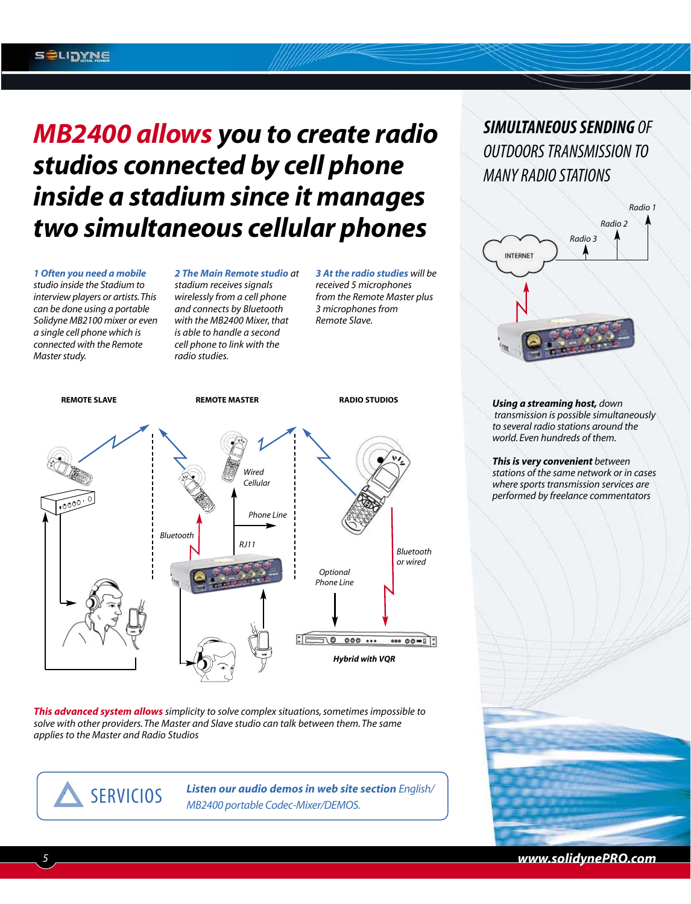# *MB2400 allows you to create radio studios connected by cell phone inside a stadium since it manages two simultaneous cellular phones*

***1 Often you need a mobile*** *studio inside the Stadium to interview players or artists. This can be done using a portable Solidyne MB2100 mixer or even a single cell phone which is connected with the Remote Master study.*

***2 The Main Remote studio*** *at stadium receives signals wirelessly from a cell phone and connects by Bluetooth with the MB2400 Mixer, that is able to handle a second cell phone to link with the radio studios.*

***3 At the radio studies*** *will be received 5 microphones from the Remote Master plus 3 microphones from Remote Slave.*

**REMOTE SLAVE** **REMOTE MASTER** **RADIO STUDIOS**

*Wired Cellular*

*Phone Line*

*Bluetooth*

*RJ11*

*Bluetooth or wired*

*Optional Phone Line*

***Hybrid with VQR***

***This advanced system allows*** *simplicity to solve complex situations, sometimes impossible to solve with other providers. The Master and Slave studio can talk between them. The same applies to the Master and Radio Studios*

SERVICIOS

***Listen our audio demos in web site section*** *English/ MB2400 portable Codec-Mixer/DEMOS.*

## *SIMULTANEOUS SENDING OF OUTDOORS TRANSMISSION TO MANY RADIO STATIONS*

*Radio 1*

*Radio 2*

*Radio 3*

INTERNET

***Using a streaming host,*** *down transmission is possible simultaneously to several radio stations around the world. Even hundreds of them.*

***This is very convenient*** *between stations of the same network or in cases where sports transmission services are performed by freelance commentators*

***www.solidynePRO.com***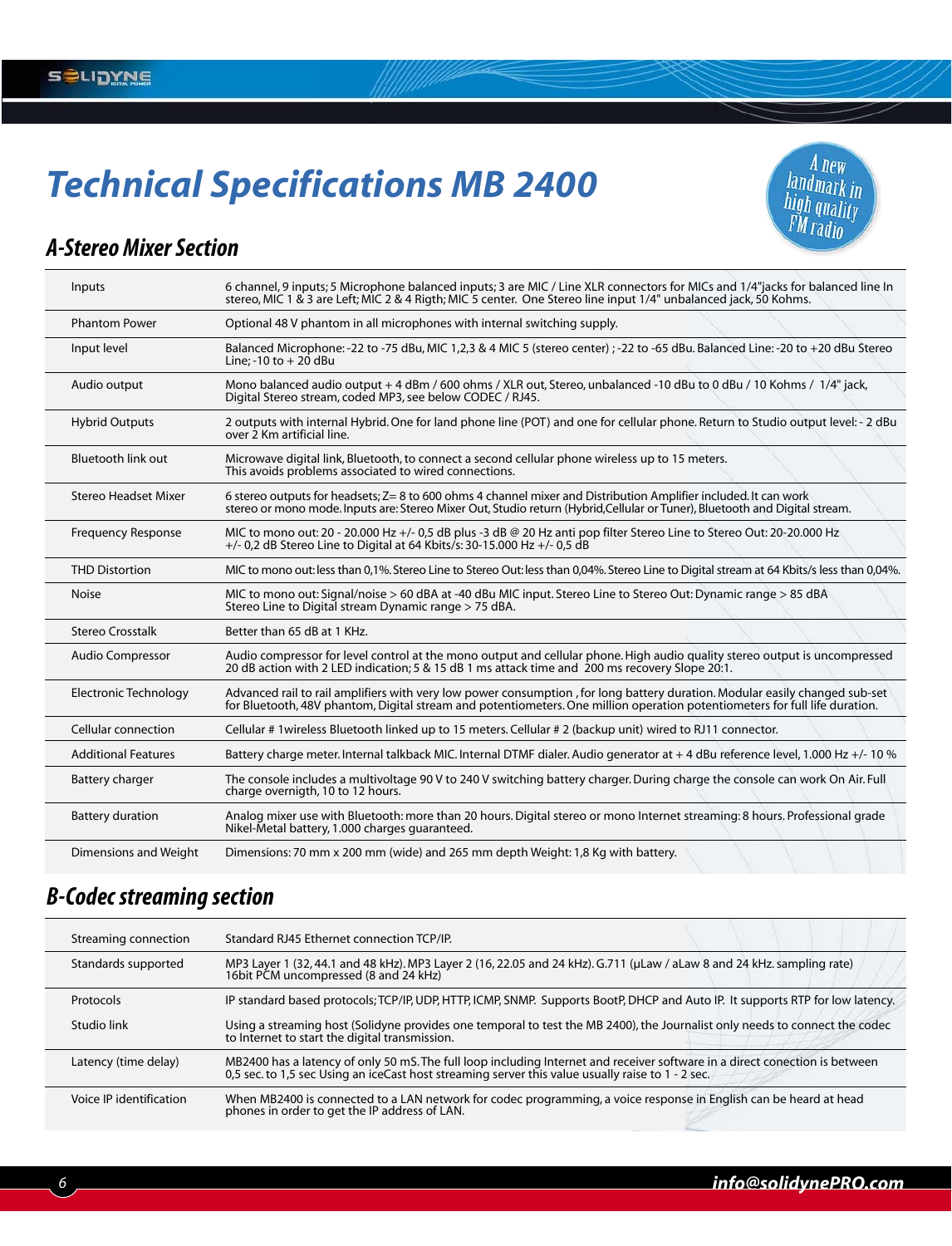# Technical Specifications MB 2400

A new landmark in high quality FM radio

## A-Stereo Mixer Section

| | |
|---|---|
| Inputs | 6 channel, 9 inputs; 5 Microphone balanced inputs; 3 are MIC / Line XLR connectors for MICs and 1/4"jacks for balanced line In stereo, MIC 1 & 3 are Left; MIC 2 & 4 Rigth; MIC 5 center. One Stereo line input 1/4" unbalanced jack, 50 Kohms. |
| Phantom Power | Optional 48 V phantom in all microphones with internal switching supply. |
| Input level | Balanced Microphone: -22 to -75 dBu, MIC 1,2,3 & 4 MIC 5 (stereo center) ; -22 to -65 dBu. Balanced Line: -20 to +20 dBu Stereo Line; -10 to + 20 dBu |
| Audio output | Mono balanced audio output + 4 dBm / 600 ohms / XLR out, Stereo, unbalanced -10 dBu to 0 dBu / 10 Kohms / 1/4" jack, Digital Stereo stream, coded MP3, see below CODEC / RJ45. |
| Hybrid Outputs | 2 outputs with internal Hybrid. One for land phone line (POT) and one for cellular phone. Return to Studio output level: - 2 dBu over 2 Km artificial line. |
| Bluetooth link out | Microwave digital link, Bluetooth, to connect a second cellular phone wireless up to 15 meters. This avoids problems associated to wired connections. |
| Stereo Headset Mixer | 6 stereo outputs for headsets; Z= 8 to 600 ohms 4 channel mixer and Distribution Amplifier included. It can work stereo or mono mode. Inputs are: Stereo Mixer Out, Studio return (Hybrid,Cellular or Tuner), Bluetooth and Digital stream. |
| Frequency Response | MIC to mono out: 20 - 20.000 Hz +/- 0,5 dB plus -3 dB @ 20 Hz anti pop filter Stereo Line to Stereo Out: 20-20.000 Hz +/- 0,2 dB Stereo Line to Digital at 64 Kbits/s: 30-15.000 Hz +/- 0,5 dB |
| THD Distortion | MIC to mono out: less than 0,1%. Stereo Line to Stereo Out: less than 0,04%. Stereo Line to Digital stream at 64 Kbits/s less than 0,04%. |
| Noise | MIC to mono out: Signal/noise > 60 dBA at -40 dBu MIC input. Stereo Line to Stereo Out: Dynamic range > 85 dBA Stereo Line to Digital stream Dynamic range > 75 dBA. |
| Stereo Crosstalk | Better than 65 dB at 1 KHz. |
| Audio Compressor | Audio compressor for level control at the mono output and cellular phone. High audio quality stereo output is uncompressed 20 dB action with 2 LED indication; 5 & 15 dB 1 ms attack time and 200 ms recovery Slope 20:1. |
| Electronic Technology | Advanced rail to rail amplifiers with very low power consumption , for long battery duration. Modular easily changed sub-set for Bluetooth, 48V phantom, Digital stream and potentiometers. One million operation potentiometers for full life duration. |
| Cellular connection | Cellular # 1wireless Bluetooth linked up to 15 meters. Cellular # 2 (backup unit) wired to RJ11 connector. |
| Additional Features | Battery charge meter. Internal talkback MIC. Internal DTMF dialer. Audio generator at + 4 dBu reference level, 1.000 Hz +/- 10 % |
| Battery charger | The console includes a multivoltage 90 V to 240 V switching battery charger. During charge the console can work On Air. Full charge overnight, 10 to 12 hours. |
| Battery duration | Analog mixer use with Bluetooth: more than 20 hours. Digital stereo or mono Internet streaming: 8 hours. Professional grade Nikel-Metal battery, 1.000 charges guaranteed. |
| Dimensions and Weight | Dimensions: 70 mm x 200 mm (wide) and 265 mm depth Weight: 1,8 Kg with battery. |

## B-Codec streaming section

| | |
|---|---|
| Streaming connection | Standard RJ45 Ethernet connection TCP/IP. |
| Standards supported | MP3 Layer 1 (32, 44.1 and 48 kHz). MP3 Layer 2 (16, 22.05 and 24 kHz). G.711 (µLaw / aLaw 8 and 24 kHz. sampling rate) 16bit PCM uncompressed (8 and 24 kHz) |
| Protocols | IP standard based protocols; TCP/IP, UDP, HTTP, ICMP, SNMP. Supports BootP, DHCP and Auto IP. It supports RTP for low latency. |
| Studio link | Using a streaming host (Solidyne provides one temporal to test the MB 2400), the Journalist only needs to connect the codec to Internet to start the digital transmission. |
| Latency (time delay) | MB2400 has a latency of only 50 mS. The full loop including Internet and receiver software in a direct conection is between 0,5 sec. to 1,5 sec Using an iceCast host streaming server this value usually raise to 1 - 2 sec. |
| Voice IP identification | When MB2400 is connected to a LAN network for codec programming, a voice response in English can be heard at head phones in order to get the IP address of LAN. |

info@solidynePRO.com